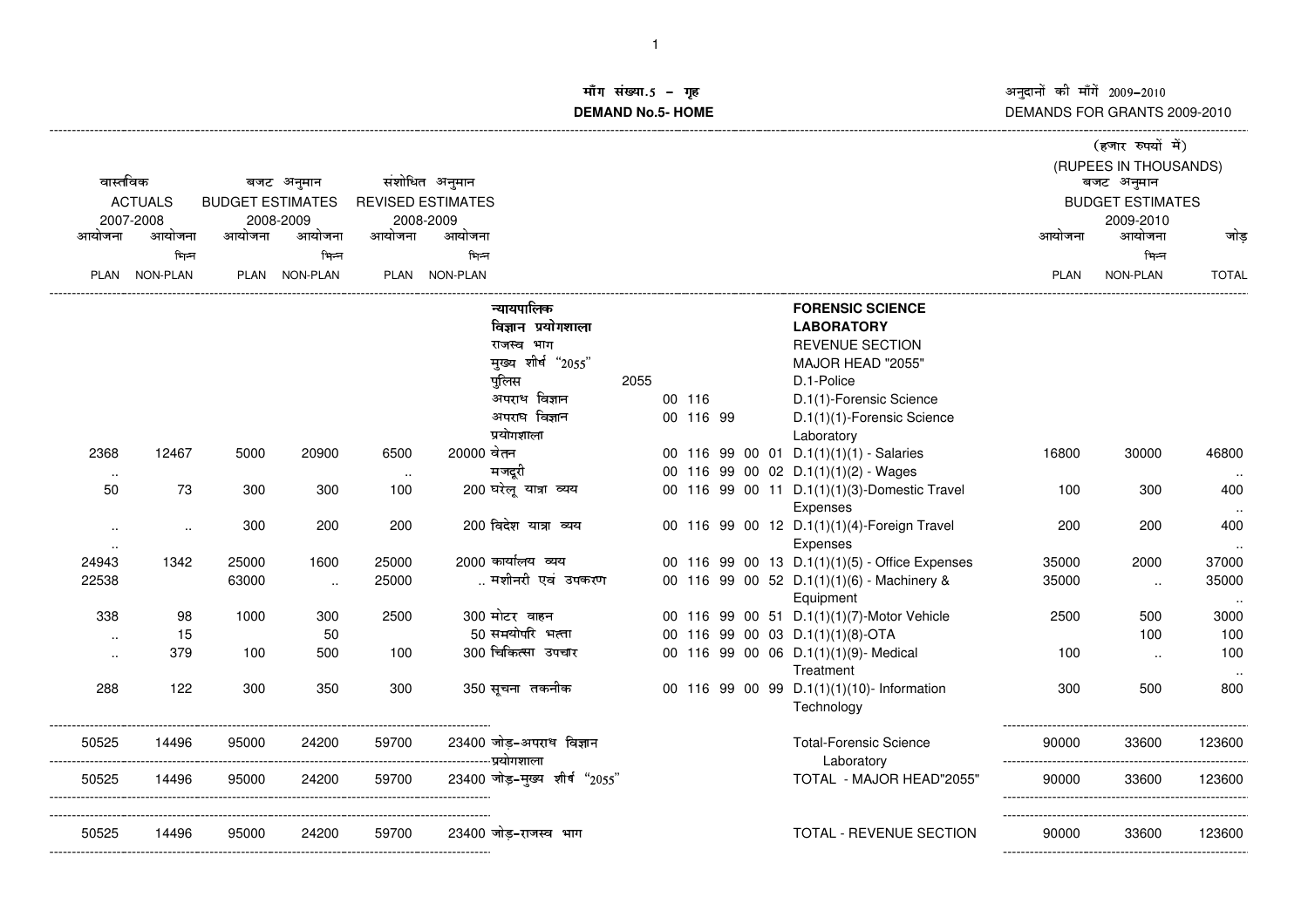# माँग संख्या.5 – गृह

# DEMAND No.5- HOME

अनुदानों की माँगें 2009–2010

DEMANDS FOR GRANTS 2009-2010

(हजार रुपयों में)

(RUPEES IN THOUSANDS)

| वास्तविक ACTUALS 2007-2008 | | बजट अनुमान BUDGET ESTIMATES 2008-2009 | | संशोधित अनुमान REVISED ESTIMATES 2008-2009 | | | | | बजट अनुमान BUDGET ESTIMATES 2009-2010 | | |
|---|---|---|---|---|---|---|---|---|---|---|---|
| आयोजना PLAN | आयोजना भिन्न NON-PLAN | आयोजना PLAN | आयोजना भिन्न NON-PLAN | आयोजना PLAN | आयोजना भिन्न NON-PLAN | | | | आयोजना PLAN | आयोजना भिन्न NON-PLAN | जोड़ TOTAL |
| | | | | | | न्यायपालिक विज्ञान प्रयोगशाला | | **FORENSIC SCIENCE LABORATORY** | | | |
| | | | | | | राजस्व भाग | | REVENUE SECTION | | | |
| | | | | | | मुख्य शीर्ष "2055" | | MAJOR HEAD "2055" | | | |
| | | | | | | पुलिस | 2055 | D.1-Police | | | |
| | | | | | | अपराध विज्ञान | 00 116 | D.1(1)-Forensic Science | | | |
| | | | | | | अपराध विज्ञान प्रयोगशाला | 00 116 99 | D.1(1)(1)-Forensic Science Laboratory | | | |
| 2368 | 12467 | 5000 | 20900 | 6500 | 20000 | वेतन | 00 116 99 00 01 | D.1(1)(1)(1) - Salaries | 16800 | 30000 | 46800 |
| .. | | | | .. | | मजदूरी | 00 116 99 00 02 | D.1(1)(1)(2) - Wages | | | .. |
| 50 | 73 | 300 | 300 | 100 | 200 | घरेलू यात्रा व्यय | 00 116 99 00 11 | D.1(1)(1)(3)-Domestic Travel Expenses | 100 | 300 | 400 |
| .. | .. | 300 | 200 | 200 | 200 | विदेश यात्रा व्यय | 00 116 99 00 12 | D.1(1)(1)(4)-Foreign Travel Expenses | 200 | 200 | 400 |
| 24943 | 1342 | 25000 | 1600 | 25000 | 2000 | कार्यालय व्यय | 00 116 99 00 13 | D.1(1)(1)(5) - Office Expenses | 35000 | 2000 | 37000 |
| 22538 | | 63000 | .. | 25000 | .. | मशीनरी एवं उपकरण | 00 116 99 00 52 | D.1(1)(1)(6) - Machinery & Equipment | 35000 | .. | 35000 |
| 338 | 98 | 1000 | 300 | 2500 | 300 | मोटर वाहन | 00 116 99 00 51 | D.1(1)(1)(7)-Motor Vehicle | 2500 | 500 | 3000 |
| .. | 15 | | 50 | | 50 | समयोपरि भत्ता | 00 116 99 00 03 | D.1(1)(1)(8)-OTA | | 100 | 100 |
| .. | 379 | 100 | 500 | 100 | 300 | चिकित्सा उपचार | 00 116 99 00 06 | D.1(1)(1)(9)- Medical Treatment | 100 | .. | 100 |
| 288 | 122 | 300 | 350 | 300 | 350 | सूचना तकनीक | 00 116 99 00 99 | D.1(1)(1)(10)- Information Technology | 300 | 500 | 800 |
| 50525 | 14496 | 95000 | 24200 | 59700 | 23400 | जोड़-अपराध विज्ञान प्रयोगशाला | | Total-Forensic Science Laboratory | 90000 | 33600 | 123600 |
| 50525 | 14496 | 95000 | 24200 | 59700 | 23400 | जोड़-मुख्य शीर्ष "2055" | | TOTAL - MAJOR HEAD"2055" | 90000 | 33600 | 123600 |
| 50525 | 14496 | 95000 | 24200 | 59700 | 23400 | जोड़-राजस्व भाग | | TOTAL - REVENUE SECTION | 90000 | 33600 | 123600 |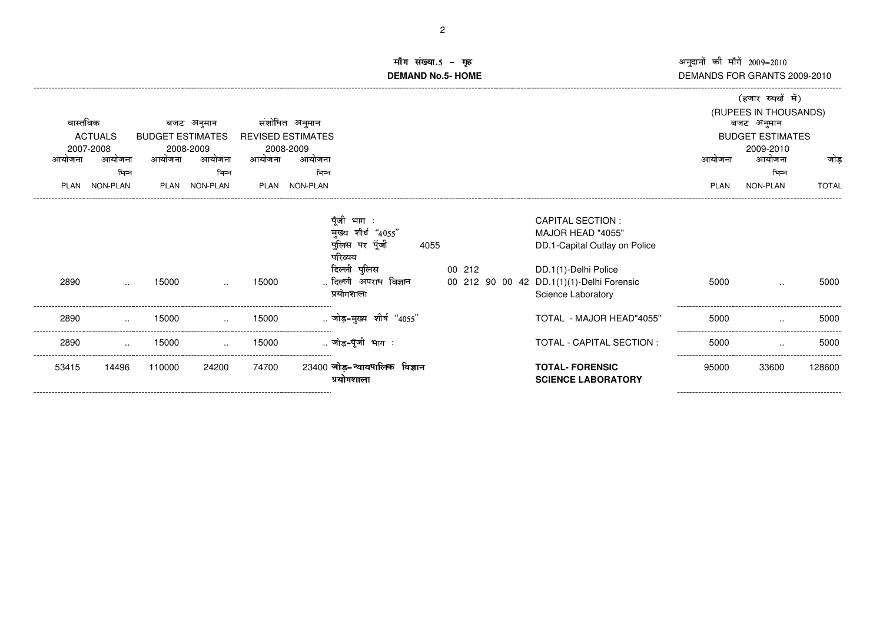**माँग संख्या.5 – गृह**
**DEMAND No.5- HOME**

अनुदानों की माँगें 2009–2010
DEMANDS FOR GRANTS 2009-2010

(हजार रुपयों में)
(RUPEES IN THOUSANDS)

| वास्तविक ACTUALS 2007-2008 | | बजट अनुमान BUDGET ESTIMATES 2008-2009 | | संशोधित अनुमान REVISED ESTIMATES 2008-2009 | | | | | बजट अनुमान BUDGET ESTIMATES 2009-2010 | | |
|---|---|---|---|---|---|---|---|---|---|---|---|
| आयोजना PLAN | आयोजना भिन्न NON-PLAN | आयोजना PLAN | आयोजना भिन्न NON-PLAN | आयोजना PLAN | आयोजना भिन्न NON-PLAN | | | | आयोजना PLAN | आयोजना भिन्न NON-PLAN | जोड़ TOTAL |
| | | | | | | पूँजी भाग : | | CAPITAL SECTION : | | | |
| | | | | | | मुख्य शीर्ष "4055" | | MAJOR HEAD "4055" | | | |
| | | | | | | पुलिस पर पूँजी परिव्यय | 4055 | DD.1-Capital Outlay on Police | | | |
| | | | | | | दिल्ली पुलिस | 00 212 | DD.1(1)-Delhi Police | | | |
| 2890 | .. | 15000 | .. | 15000 | .. | दिल्ली अपराध विज्ञान प्रयोगशाला | 00 212 90 00 42 | DD.1(1)(1)-Delhi Forensic Science Laboratory | 5000 | .. | 5000 |
| 2890 | .. | 15000 | .. | 15000 | .. | जोड़-मुख्य शीर्ष "4055" | | TOTAL - MAJOR HEAD"4055" | 5000 | .. | 5000 |
| 2890 | .. | 15000 | .. | 15000 | .. | जोड़-पूँजी भाग : | | TOTAL - CAPITAL SECTION : | 5000 | .. | 5000 |
| 53415 | 14496 | 110000 | 24200 | 74700 | 23400 | **जोड़-न्यायपालिक विज्ञान प्रयोगशाला** | | **TOTAL- FORENSIC SCIENCE LABORATORY** | 95000 | 33600 | 128600 |